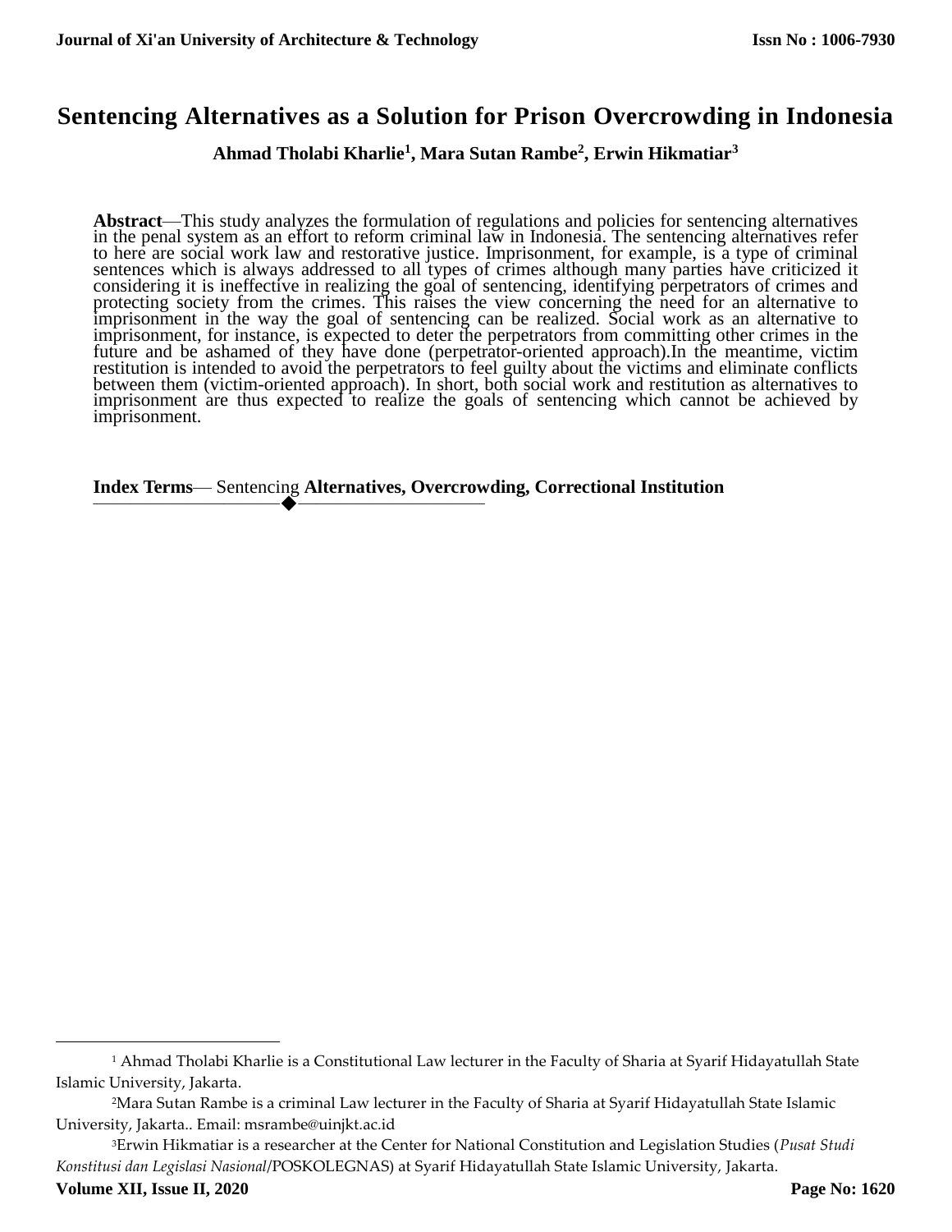# Sentencing Alternatives as a Solution for Prison Overcrowding in Indonesia

**Ahmad Tholabi Kharlie[1], Mara Sutan Rambe[2], Erwin Hikmatiar[3]**

**Abstract**—This study analyzes the formulation of regulations and policies for sentencing alternatives in the penal system as an effort to reform criminal law in Indonesia. The sentencing alternatives refer to here are social work law and restorative justice. Imprisonment, for example, is a type of criminal sentences which is always addressed to all types of crimes although many parties have criticized it considering it is ineffective in realizing the goal of sentencing, identifying perpetrators of crimes and protecting society from the crimes. This raises the view concerning the need for an alternative to imprisonment in the way the goal of sentencing can be realized. Social work as an alternative to imprisonment, for instance, is expected to deter the perpetrators from committing other crimes in the future and be ashamed of they have done (perpetrator-oriented approach).In the meantime, victim restitution is intended to avoid the perpetrators to feel guilty about the victims and eliminate conflicts between them (victim-oriented approach). In short, both social work and restitution as alternatives to imprisonment are thus expected to realize the goals of sentencing which cannot be achieved by imprisonment.

**Index Terms**— Sentencing **Alternatives, Overcrowding, Correctional Institution**

---

[1] Ahmad Tholabi Kharlie is a Constitutional Law lecturer in the Faculty of Sharia at Syarif Hidayatullah State Islamic University, Jakarta.

[2] Mara Sutan Rambe is a criminal Law lecturer in the Faculty of Sharia at Syarif Hidayatullah State Islamic University, Jakarta.. Email: msrambe@uinjkt.ac.id

[3] Erwin Hikmatiar is a researcher at the Center for National Constitution and Legislation Studies (*Pusat Studi Konstitusi dan Legislasi Nasional*/POSKOLEGNAS) at Syarif Hidayatullah State Islamic University, Jakarta.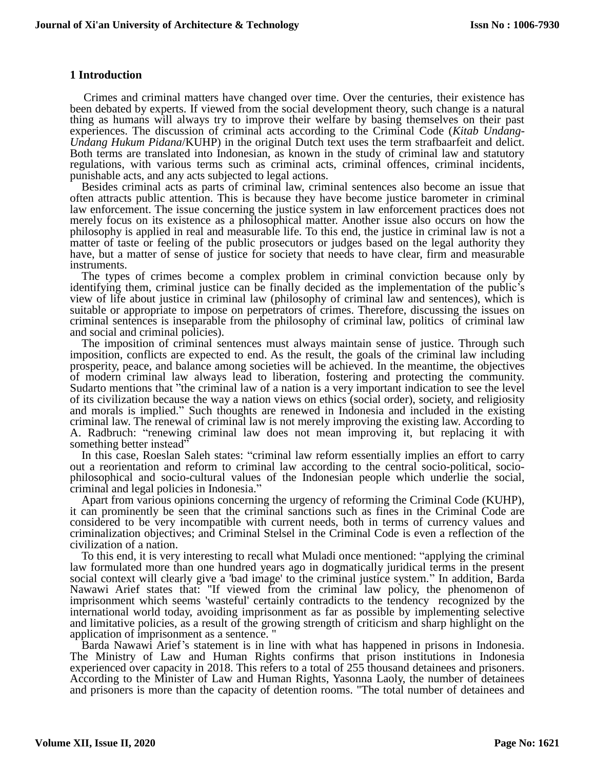## 1 Introduction

Crimes and criminal matters have changed over time. Over the centuries, their existence has been debated by experts. If viewed from the social development theory, such change is a natural thing as humans will always try to improve their welfare by basing themselves on their past experiences. The discussion of criminal acts according to the Criminal Code (*Kitab Undang-Undang Hukum Pidana*/KUHP) in the original Dutch text uses the term strafbaarfeit and delict. Both terms are translated into Indonesian, as known in the study of criminal law and statutory regulations, with various terms such as criminal acts, criminal offences, criminal incidents, punishable acts, and any acts subjected to legal actions.

Besides criminal acts as parts of criminal law, criminal sentences also become an issue that often attracts public attention. This is because they have become justice barometer in criminal law enforcement. The issue concerning the justice system in law enforcement practices does not merely focus on its existence as a philosophical matter. Another issue also occurs on how the philosophy is applied in real and measurable life. To this end, the justice in criminal law is not a matter of taste or feeling of the public prosecutors or judges based on the legal authority they have, but a matter of sense of justice for society that needs to have clear, firm and measurable instruments.

The types of crimes become a complex problem in criminal conviction because only by identifying them, criminal justice can be finally decided as the implementation of the public's view of life about justice in criminal law (philosophy of criminal law and sentences), which is suitable or appropriate to impose on perpetrators of crimes. Therefore, discussing the issues on criminal sentences is inseparable from the philosophy of criminal law, politics of criminal law and social and criminal policies).

The imposition of criminal sentences must always maintain sense of justice. Through such imposition, conflicts are expected to end. As the result, the goals of the criminal law including prosperity, peace, and balance among societies will be achieved. In the meantime, the objectives of modern criminal law always lead to liberation, fostering and protecting the community. Sudarto mentions that "the criminal law of a nation is a very important indication to see the level of its civilization because the way a nation views on ethics (social order), society, and religiosity and morals is implied." Such thoughts are renewed in Indonesia and included in the existing criminal law. The renewal of criminal law is not merely improving the existing law. According to A. Radbruch: "renewing criminal law does not mean improving it, but replacing it with something better instead"

In this case, Roeslan Saleh states: "criminal law reform essentially implies an effort to carry out a reorientation and reform to criminal law according to the central socio-political, socio-philosophical and socio-cultural values of the Indonesian people which underlie the social, criminal and legal policies in Indonesia."

Apart from various opinions concerning the urgency of reforming the Criminal Code (KUHP), it can prominently be seen that the criminal sanctions such as fines in the Criminal Code are considered to be very incompatible with current needs, both in terms of currency values and criminalization objectives; and Criminal Stelsel in the Criminal Code is even a reflection of the civilization of a nation.

To this end, it is very interesting to recall what Muladi once mentioned: "applying the criminal law formulated more than one hundred years ago in dogmatically juridical terms in the present social context will clearly give a 'bad image' to the criminal justice system." In addition, Barda Nawawi Arief states that: "If viewed from the criminal law policy, the phenomenon of imprisonment which seems 'wasteful' certainly contradicts to the tendency recognized by the international world today, avoiding imprisonment as far as possible by implementing selective and limitative policies, as a result of the growing strength of criticism and sharp highlight on the application of imprisonment as a sentence. "

Barda Nawawi Arief's statement is in line with what has happened in prisons in Indonesia. The Ministry of Law and Human Rights confirms that prison institutions in Indonesia experienced over capacity in 2018. This refers to a total of 255 thousand detainees and prisoners. According to the Minister of Law and Human Rights, Yasonna Laoly, the number of detainees and prisoners is more than the capacity of detention rooms. "The total number of detainees and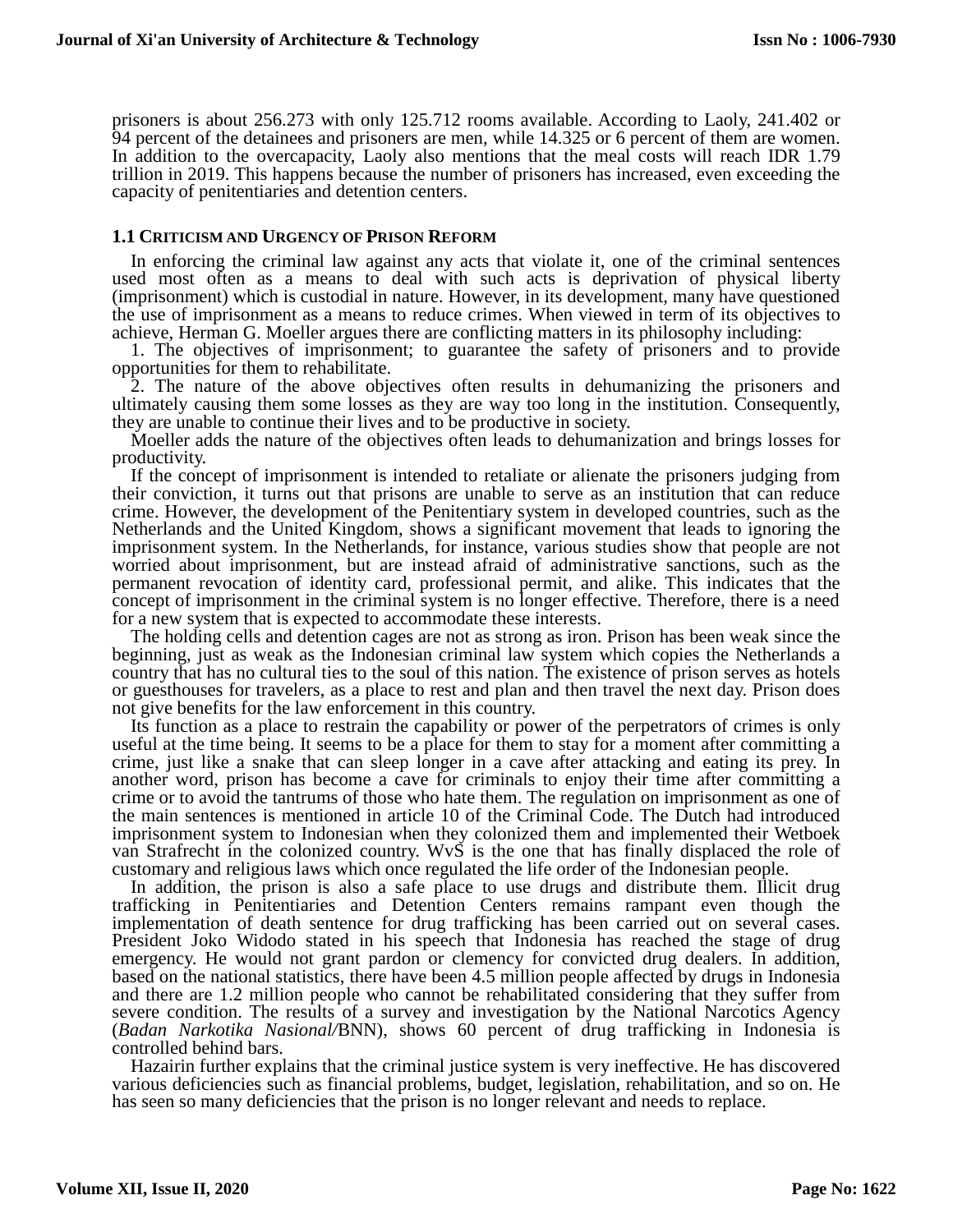prisoners is about 256.273 with only 125.712 rooms available. According to Laoly, 241.402 or 94 percent of the detainees and prisoners are men, while 14.325 or 6 percent of them are women. In addition to the overcapacity, Laoly also mentions that the meal costs will reach IDR 1.79 trillion in 2019. This happens because the number of prisoners has increased, even exceeding the capacity of penitentiaries and detention centers.

### 1.1 Criticism and Urgency of Prison Reform

In enforcing the criminal law against any acts that violate it, one of the criminal sentences used most often as a means to deal with such acts is deprivation of physical liberty (imprisonment) which is custodial in nature. However, in its development, many have questioned the use of imprisonment as a means to reduce crimes. When viewed in term of its objectives to achieve, Herman G. Moeller argues there are conflicting matters in its philosophy including:

1. The objectives of imprisonment; to guarantee the safety of prisoners and to provide opportunities for them to rehabilitate.
2. The nature of the above objectives often results in dehumanizing the prisoners and ultimately causing them some losses as they are way too long in the institution. Consequently, they are unable to continue their lives and to be productive in society.

Moeller adds the nature of the objectives often leads to dehumanization and brings losses for productivity.

If the concept of imprisonment is intended to retaliate or alienate the prisoners judging from their conviction, it turns out that prisons are unable to serve as an institution that can reduce crime. However, the development of the Penitentiary system in developed countries, such as the Netherlands and the United Kingdom, shows a significant movement that leads to ignoring the imprisonment system. In the Netherlands, for instance, various studies show that people are not worried about imprisonment, but are instead afraid of administrative sanctions, such as the permanent revocation of identity card, professional permit, and alike. This indicates that the concept of imprisonment in the criminal system is no longer effective. Therefore, there is a need for a new system that is expected to accommodate these interests.

The holding cells and detention cages are not as strong as iron. Prison has been weak since the beginning, just as weak as the Indonesian criminal law system which copies the Netherlands a country that has no cultural ties to the soul of this nation. The existence of prison serves as hotels or guesthouses for travelers, as a place to rest and plan and then travel the next day. Prison does not give benefits for the law enforcement in this country.

Its function as a place to restrain the capability or power of the perpetrators of crimes is only useful at the time being. It seems to be a place for them to stay for a moment after committing a crime, just like a snake that can sleep longer in a cave after attacking and eating its prey. In another word, prison has become a cave for criminals to enjoy their time after committing a crime or to avoid the tantrums of those who hate them. The regulation on imprisonment as one of the main sentences is mentioned in article 10 of the Criminal Code. The Dutch had introduced imprisonment system to Indonesian when they colonized them and implemented their Wetboek van Strafrecht in the colonized country. WvS is the one that has finally displaced the role of customary and religious laws which once regulated the life order of the Indonesian people.

In addition, the prison is also a safe place to use drugs and distribute them. Illicit drug trafficking in Penitentiaries and Detention Centers remains rampant even though the implementation of death sentence for drug trafficking has been carried out on several cases. President Joko Widodo stated in his speech that Indonesia has reached the stage of drug emergency. He would not grant pardon or clemency for convicted drug dealers. In addition, based on the national statistics, there have been 4.5 million people affected by drugs in Indonesia and there are 1.2 million people who cannot be rehabilitated considering that they suffer from severe condition. The results of a survey and investigation by the National Narcotics Agency (*Badan Narkotika Nasional*/BNN), shows 60 percent of drug trafficking in Indonesia is controlled behind bars.

Hazairin further explains that the criminal justice system is very ineffective. He has discovered various deficiencies such as financial problems, budget, legislation, rehabilitation, and so on. He has seen so many deficiencies that the prison is no longer relevant and needs to replace.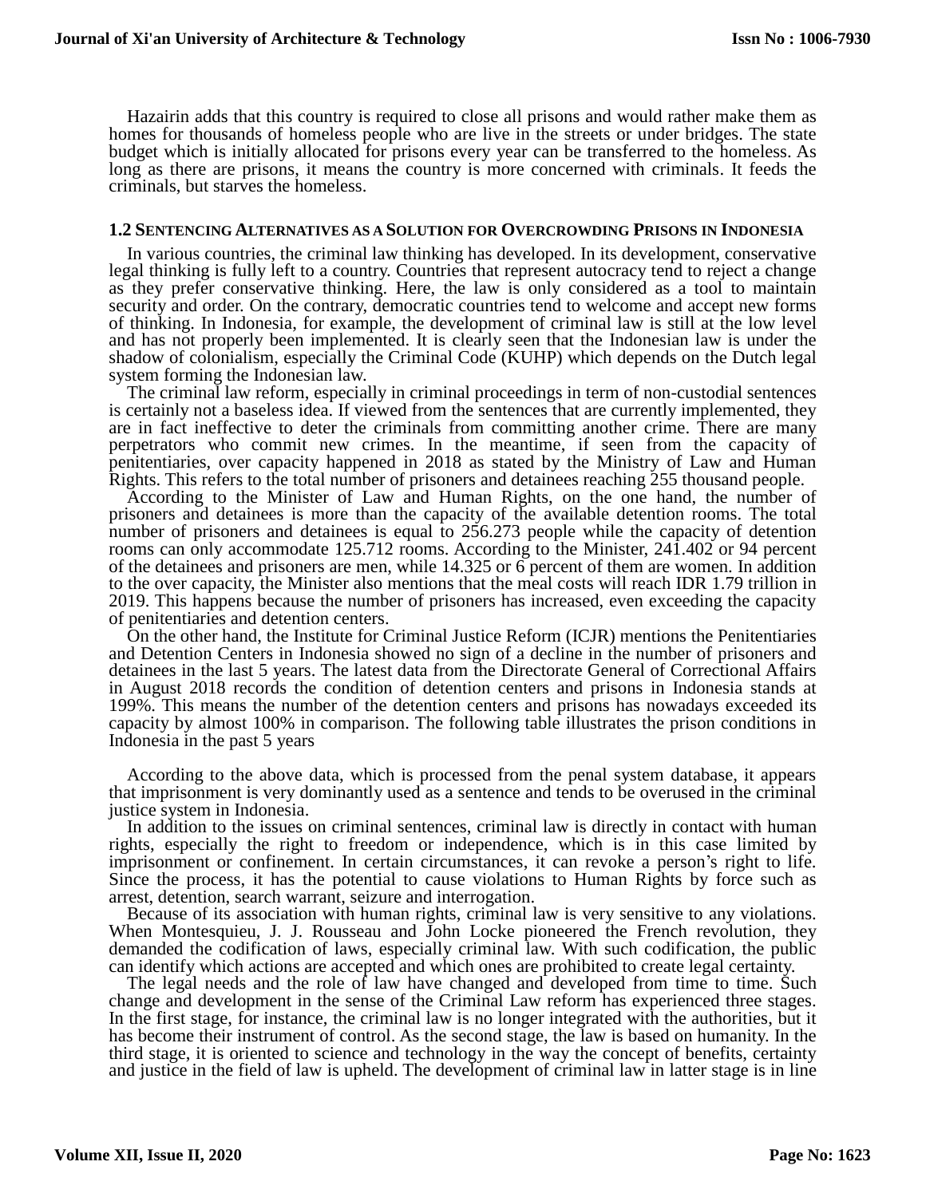Hazairin adds that this country is required to close all prisons and would rather make them as homes for thousands of homeless people who are live in the streets or under bridges. The state budget which is initially allocated for prisons every year can be transferred to the homeless. As long as there are prisons, it means the country is more concerned with criminals. It feeds the criminals, but starves the homeless.

### 1.2 Sentencing Alternatives as a Solution for Overcrowding Prisons in Indonesia

In various countries, the criminal law thinking has developed. In its development, conservative legal thinking is fully left to a country. Countries that represent autocracy tend to reject a change as they prefer conservative thinking. Here, the law is only considered as a tool to maintain security and order. On the contrary, democratic countries tend to welcome and accept new forms of thinking. In Indonesia, for example, the development of criminal law is still at the low level and has not properly been implemented. It is clearly seen that the Indonesian law is under the shadow of colonialism, especially the Criminal Code (KUHP) which depends on the Dutch legal system forming the Indonesian law.

The criminal law reform, especially in criminal proceedings in term of non-custodial sentences is certainly not a baseless idea. If viewed from the sentences that are currently implemented, they are in fact ineffective to deter the criminals from committing another crime. There are many perpetrators who commit new crimes. In the meantime, if seen from the capacity of penitentiaries, over capacity happened in 2018 as stated by the Ministry of Law and Human Rights. This refers to the total number of prisoners and detainees reaching 255 thousand people.

According to the Minister of Law and Human Rights, on the one hand, the number of prisoners and detainees is more than the capacity of the available detention rooms. The total number of prisoners and detainees is equal to 256.273 people while the capacity of detention rooms can only accommodate 125.712 rooms. According to the Minister, 241.402 or 94 percent of the detainees and prisoners are men, while 14.325 or 6 percent of them are women. In addition to the over capacity, the Minister also mentions that the meal costs will reach IDR 1.79 trillion in 2019. This happens because the number of prisoners has increased, even exceeding the capacity of penitentiaries and detention centers.

On the other hand, the Institute for Criminal Justice Reform (ICJR) mentions the Penitentiaries and Detention Centers in Indonesia showed no sign of a decline in the number of prisoners and detainees in the last 5 years. The latest data from the Directorate General of Correctional Affairs in August 2018 records the condition of detention centers and prisons in Indonesia stands at 199%. This means the number of the detention centers and prisons has nowadays exceeded its capacity by almost 100% in comparison. The following table illustrates the prison conditions in Indonesia in the past 5 years

According to the above data, which is processed from the penal system database, it appears that imprisonment is very dominantly used as a sentence and tends to be overused in the criminal justice system in Indonesia.

In addition to the issues on criminal sentences, criminal law is directly in contact with human rights, especially the right to freedom or independence, which is in this case limited by imprisonment or confinement. In certain circumstances, it can revoke a person's right to life. Since the process, it has the potential to cause violations to Human Rights by force such as arrest, detention, search warrant, seizure and interrogation.

Because of its association with human rights, criminal law is very sensitive to any violations. When Montesquieu, J. J. Rousseau and John Locke pioneered the French revolution, they demanded the codification of laws, especially criminal law. With such codification, the public can identify which actions are accepted and which ones are prohibited to create legal certainty.

The legal needs and the role of law have changed and developed from time to time. Such change and development in the sense of the Criminal Law reform has experienced three stages. In the first stage, for instance, the criminal law is no longer integrated with the authorities, but it has become their instrument of control. As the second stage, the law is based on humanity. In the third stage, it is oriented to science and technology in the way the concept of benefits, certainty and justice in the field of law is upheld. The development of criminal law in latter stage is in line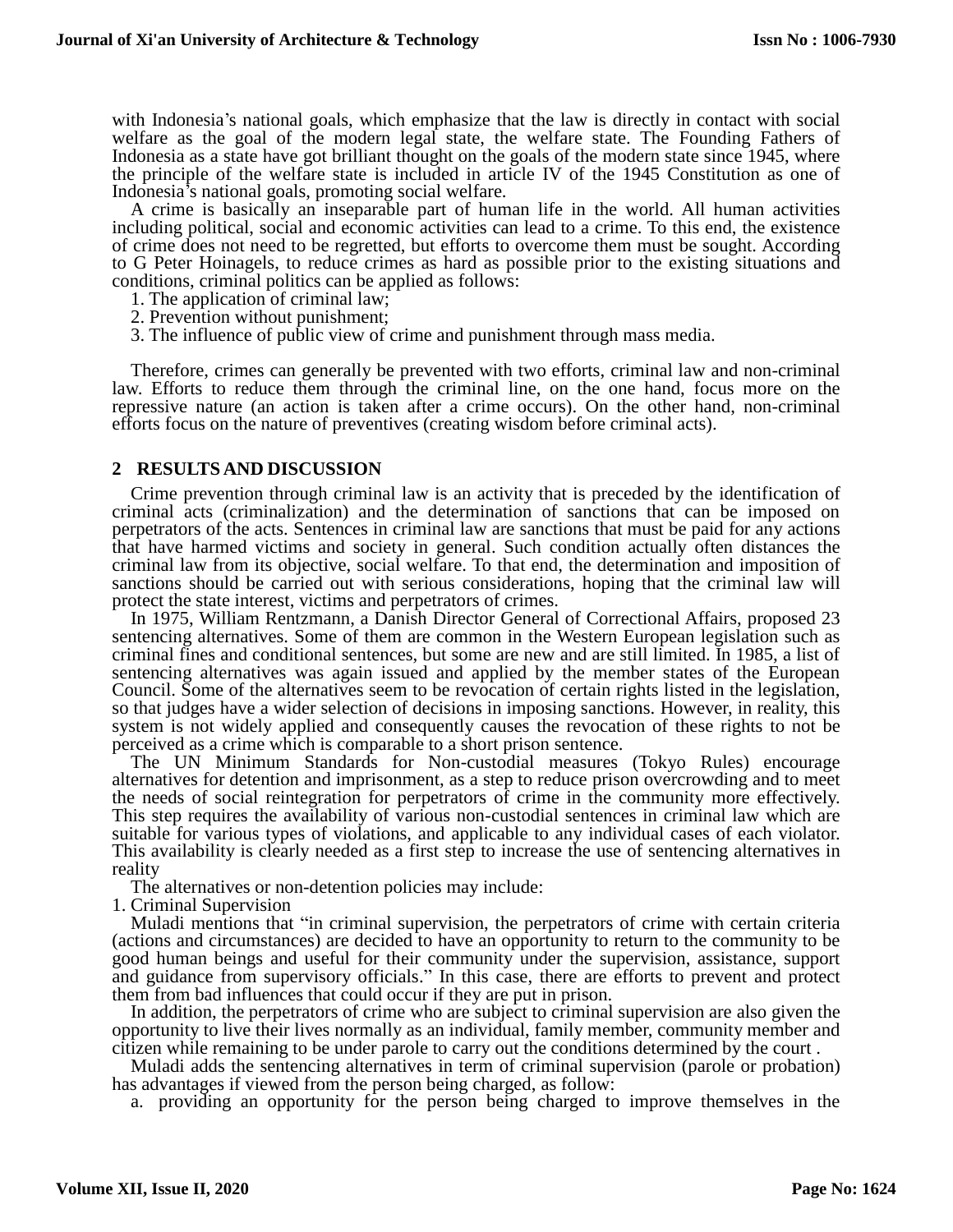with Indonesia's national goals, which emphasize that the law is directly in contact with social welfare as the goal of the modern legal state, the welfare state. The Founding Fathers of Indonesia as a state have got brilliant thought on the goals of the modern state since 1945, where the principle of the welfare state is included in article IV of the 1945 Constitution as one of Indonesia's national goals, promoting social welfare.

A crime is basically an inseparable part of human life in the world. All human activities including political, social and economic activities can lead to a crime. To this end, the existence of crime does not need to be regretted, but efforts to overcome them must be sought. According to G Peter Hoinagels, to reduce crimes as hard as possible prior to the existing situations and conditions, criminal politics can be applied as follows:

1. The application of criminal law;
2. Prevention without punishment;
3. The influence of public view of crime and punishment through mass media.

Therefore, crimes can generally be prevented with two efforts, criminal law and non-criminal law. Efforts to reduce them through the criminal line, on the one hand, focus more on the repressive nature (an action is taken after a crime occurs). On the other hand, non-criminal efforts focus on the nature of preventives (creating wisdom before criminal acts).

## 2 RESULTS AND DISCUSSION

Crime prevention through criminal law is an activity that is preceded by the identification of criminal acts (criminalization) and the determination of sanctions that can be imposed on perpetrators of the acts. Sentences in criminal law are sanctions that must be paid for any actions that have harmed victims and society in general. Such condition actually often distances the criminal law from its objective, social welfare. To that end, the determination and imposition of sanctions should be carried out with serious considerations, hoping that the criminal law will protect the state interest, victims and perpetrators of crimes.

In 1975, William Rentzmann, a Danish Director General of Correctional Affairs, proposed 23 sentencing alternatives. Some of them are common in the Western European legislation such as criminal fines and conditional sentences, but some are new and are still limited. In 1985, a list of sentencing alternatives was again issued and applied by the member states of the European Council. Some of the alternatives seem to be revocation of certain rights listed in the legislation, so that judges have a wider selection of decisions in imposing sanctions. However, in reality, this system is not widely applied and consequently causes the revocation of these rights to not be perceived as a crime which is comparable to a short prison sentence.

The UN Minimum Standards for Non-custodial measures (Tokyo Rules) encourage alternatives for detention and imprisonment, as a step to reduce prison overcrowding and to meet the needs of social reintegration for perpetrators of crime in the community more effectively. This step requires the availability of various non-custodial sentences in criminal law which are suitable for various types of violations, and applicable to any individual cases of each violator. This availability is clearly needed as a first step to increase the use of sentencing alternatives in reality

The alternatives or non-detention policies may include:

1. Criminal Supervision

Muladi mentions that "in criminal supervision, the perpetrators of crime with certain criteria (actions and circumstances) are decided to have an opportunity to return to the community to be good human beings and useful for their community under the supervision, assistance, support and guidance from supervisory officials." In this case, there are efforts to prevent and protect them from bad influences that could occur if they are put in prison.

In addition, the perpetrators of crime who are subject to criminal supervision are also given the opportunity to live their lives normally as an individual, family member, community member and citizen while remaining to be under parole to carry out the conditions determined by the court .

Muladi adds the sentencing alternatives in term of criminal supervision (parole or probation) has advantages if viewed from the person being charged, as follow:

a. providing an opportunity for the person being charged to improve themselves in the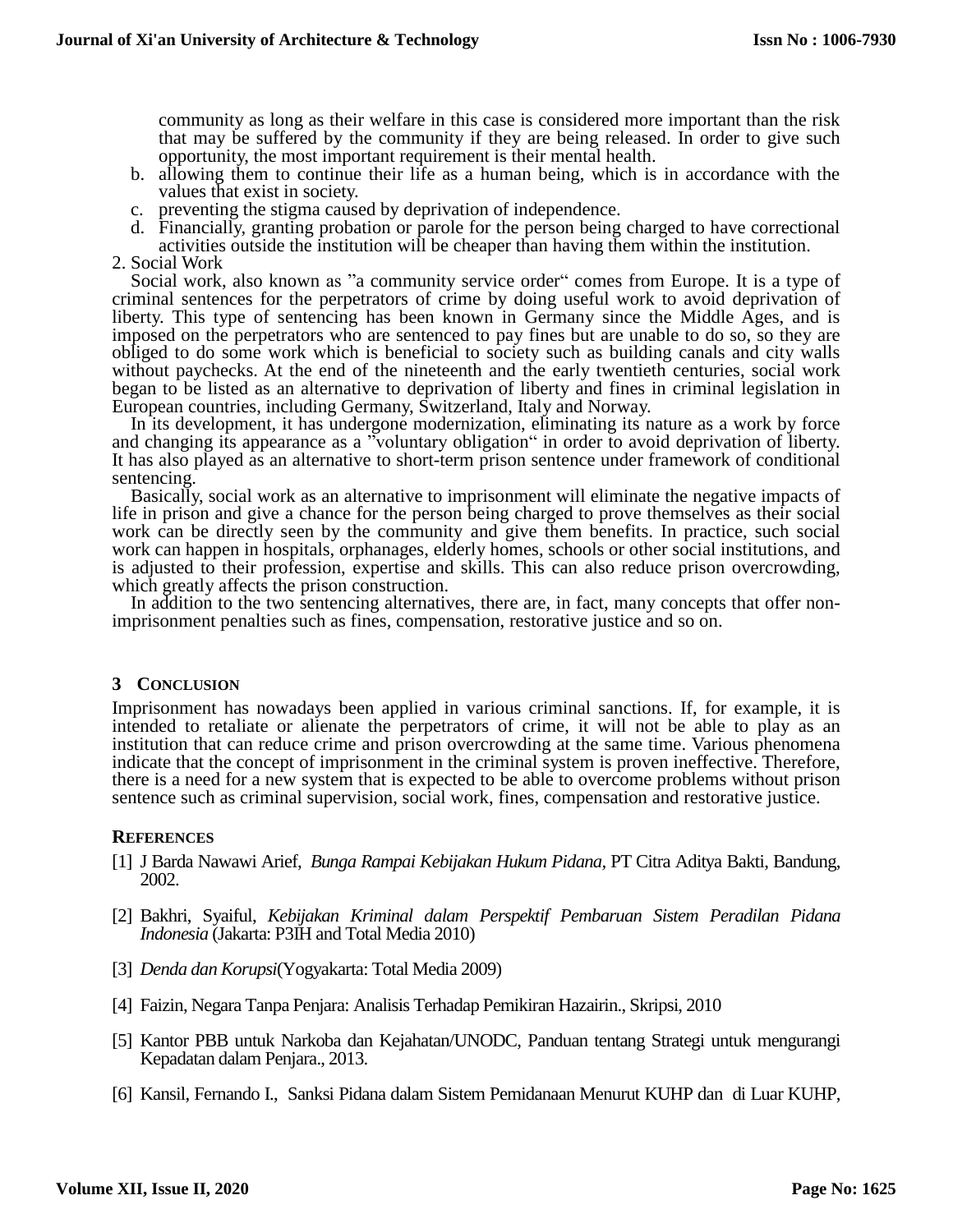community as long as their welfare in this case is considered more important than the risk that may be suffered by the community if they are being released. In order to give such opportunity, the most important requirement is their mental health.

b. allowing them to continue their life as a human being, which is in accordance with the values that exist in society.
c. preventing the stigma caused by deprivation of independence.
d. Financially, granting probation or parole for the person being charged to have correctional activities outside the institution will be cheaper than having them within the institution.

2. Social Work

Social work, also known as ”a community service order“ comes from Europe. It is a type of criminal sentences for the perpetrators of crime by doing useful work to avoid deprivation of liberty. This type of sentencing has been known in Germany since the Middle Ages, and is imposed on the perpetrators who are sentenced to pay fines but are unable to do so, so they are obliged to do some work which is beneficial to society such as building canals and city walls without paychecks. At the end of the nineteenth and the early twentieth centuries, social work began to be listed as an alternative to deprivation of liberty and fines in criminal legislation in European countries, including Germany, Switzerland, Italy and Norway.

In its development, it has undergone modernization, eliminating its nature as a work by force and changing its appearance as a ”voluntary obligation“ in order to avoid deprivation of liberty. It has also played as an alternative to short-term prison sentence under framework of conditional sentencing.

Basically, social work as an alternative to imprisonment will eliminate the negative impacts of life in prison and give a chance for the person being charged to prove themselves as their social work can be directly seen by the community and give them benefits. In practice, such social work can happen in hospitals, orphanages, elderly homes, schools or other social institutions, and is adjusted to their profession, expertise and skills. This can also reduce prison overcrowding, which greatly affects the prison construction.

In addition to the two sentencing alternatives, there are, in fact, many concepts that offer non-imprisonment penalties such as fines, compensation, restorative justice and so on.

## 3 Conclusion

Imprisonment has nowadays been applied in various criminal sanctions. If, for example, it is intended to retaliate or alienate the perpetrators of crime, it will not be able to play as an institution that can reduce crime and prison overcrowding at the same time. Various phenomena indicate that the concept of imprisonment in the criminal system is proven ineffective. Therefore, there is a need for a new system that is expected to be able to overcome problems without prison sentence such as criminal supervision, social work, fines, compensation and restorative justice.

## References

[1] J Barda Nawawi Arief, *Bunga Rampai Kebijakan Hukum Pidana*, PT Citra Aditya Bakti, Bandung, 2002.

[2] Bakhri, Syaiful, *Kebijakan Kriminal dalam Perspektif Pembaruan Sistem Peradilan Pidana Indonesia* (Jakarta: P3IH and Total Media 2010)

[3] *Denda dan Korupsi*(Yogyakarta: Total Media 2009)

[4] Faizin, Negara Tanpa Penjara: Analisis Terhadap Pemikiran Hazairin., Skripsi, 2010

[5] Kantor PBB untuk Narkoba dan Kejahatan/UNODC, Panduan tentang Strategi untuk mengurangi Kepadatan dalam Penjara., 2013.

[6] Kansil, Fernando I., Sanksi Pidana dalam Sistem Pemidanaan Menurut KUHP dan di Luar KUHP,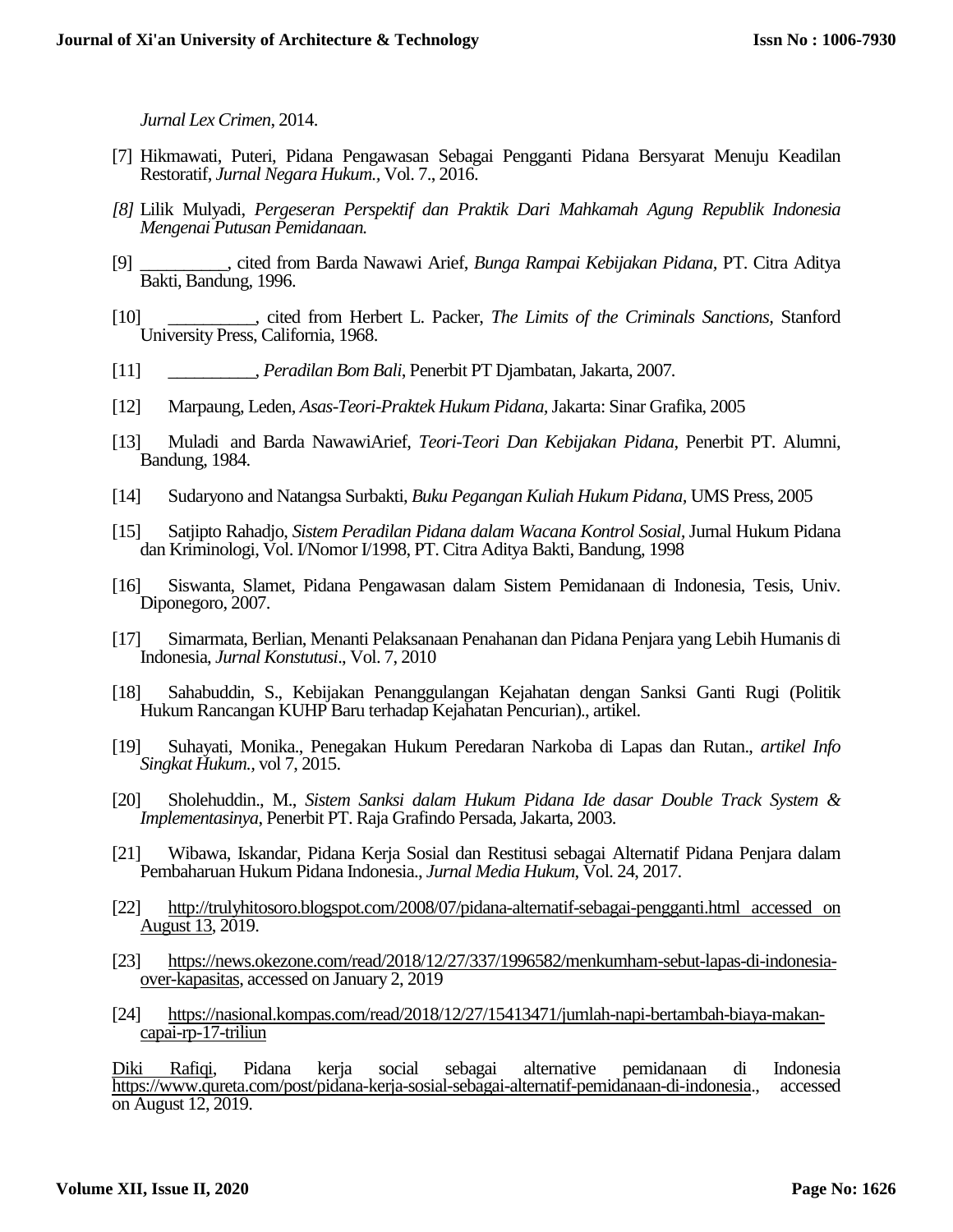*Jurnal Lex Crimen*, 2014.

[7] Hikmawati, Puteri, Pidana Pengawasan Sebagai Pengganti Pidana Bersyarat Menuju Keadilan Restoratif, *Jurnal Negara Hukum.*, Vol. 7., 2016.

*[8]* Lilik Mulyadi, *Pergeseran Perspektif dan Praktik Dari Mahkamah Agung Republik Indonesia Mengenai Putusan Pemidanaan.*

[9] __________, cited from Barda Nawawi Arief, *Bunga Rampai Kebijakan Pidana,* PT. Citra Aditya Bakti, Bandung, 1996.

[10] __________, cited from Herbert L. Packer, *The Limits of the Criminals Sanctions,* Stanford University Press, California, 1968.

[11] __________, *Peradilan Bom Bali*, Penerbit PT Djambatan, Jakarta, 2007.

[12] Marpaung, Leden, *Asas-Teori-Praktek Hukum Pidana*, Jakarta: Sinar Grafika, 2005

[13] Muladi and Barda NawawiArief, *Teori-Teori Dan Kebijakan Pidana*, Penerbit PT. Alumni, Bandung, 1984.

[14] Sudaryono and Natangsa Surbakti, *Buku Pegangan Kuliah Hukum Pidana,* UMS Press, 2005

[15] Satjipto Rahadjo, *Sistem Peradilan Pidana dalam Wacana Kontrol Sosial*, Jurnal Hukum Pidana dan Kriminologi, Vol. I/Nomor I/1998, PT. Citra Aditya Bakti, Bandung, 1998

[16] Siswanta, Slamet, Pidana Pengawasan dalam Sistem Pemidanaan di Indonesia, Tesis, Univ. Diponegoro, 2007.

[17] Simarmata, Berlian, Menanti Pelaksanaan Penahanan dan Pidana Penjara yang Lebih Humanis di Indonesia, *Jurnal Konstutusi*., Vol. 7, 2010

[18] Sahabuddin, S., Kebijakan Penanggulangan Kejahatan dengan Sanksi Ganti Rugi (Politik Hukum Rancangan KUHP Baru terhadap Kejahatan Pencurian)., artikel.

[19] Suhayati, Monika., Penegakan Hukum Peredaran Narkoba di Lapas dan Rutan., *artikel Info Singkat Hukum.*, vol 7, 2015.

[20] Sholehuddin., M., *Sistem Sanksi dalam Hukum Pidana Ide dasar Double Track System & Implementasinya*, Penerbit PT. Raja Grafindo Persada, Jakarta, 2003.

[21] Wibawa, Iskandar, Pidana Kerja Sosial dan Restitusi sebagai Alternatif Pidana Penjara dalam Pembaharuan Hukum Pidana Indonesia., *Jurnal Media Hukum*, Vol. 24, 2017.

[22] http://trulyhitosoro.blogspot.com/2008/07/pidana-alternatif-sebagai-pengganti.html accessed on August 13, 2019.

[23] https://news.okezone.com/read/2018/12/27/337/1996582/menkumham-sebut-lapas-di-indonesia-over-kapasitas, accessed on January 2, 2019

[24] https://nasional.kompas.com/read/2018/12/27/15413471/jumlah-napi-bertambah-biaya-makan-capai-rp-17-triliun

Diki Rafiqi, Pidana kerja social sebagai alternative pemidanaan di Indonesia https://www.qureta.com/post/pidana-kerja-sosial-sebagai-alternatif-pemidanaan-di-indonesia., accessed on August 12, 2019.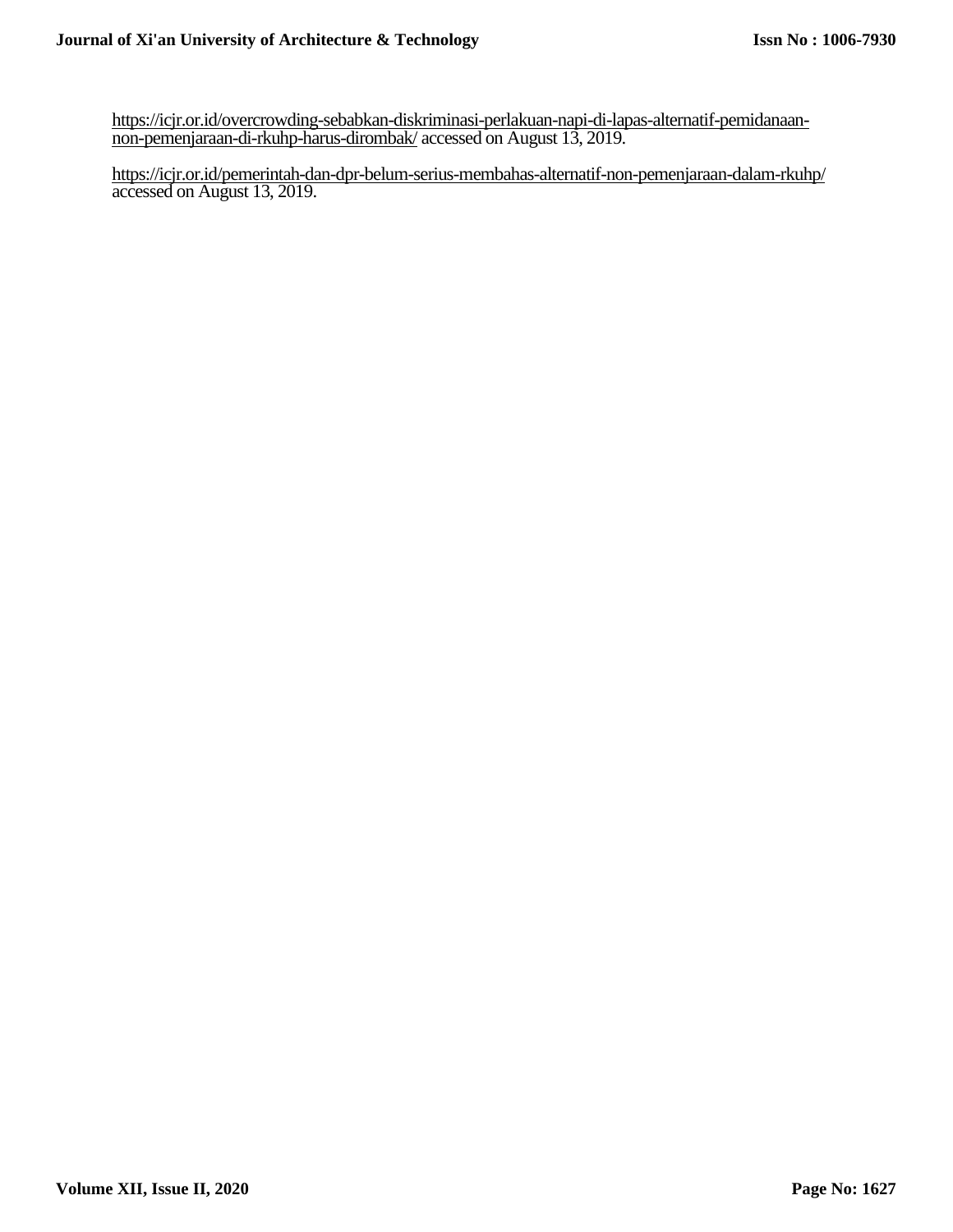https://icjr.or.id/overcrowding-sebabkan-diskriminasi-perlakuan-napi-di-lapas-alternatif-pemidanaan-non-pemenjaraan-di-rkuhp-harus-dirombak/ accessed on August 13, 2019.

https://icjr.or.id/pemerintah-dan-dpr-belum-serius-membahas-alternatif-non-pemenjaraan-dalam-rkuhp/ accessed on August 13, 2019.